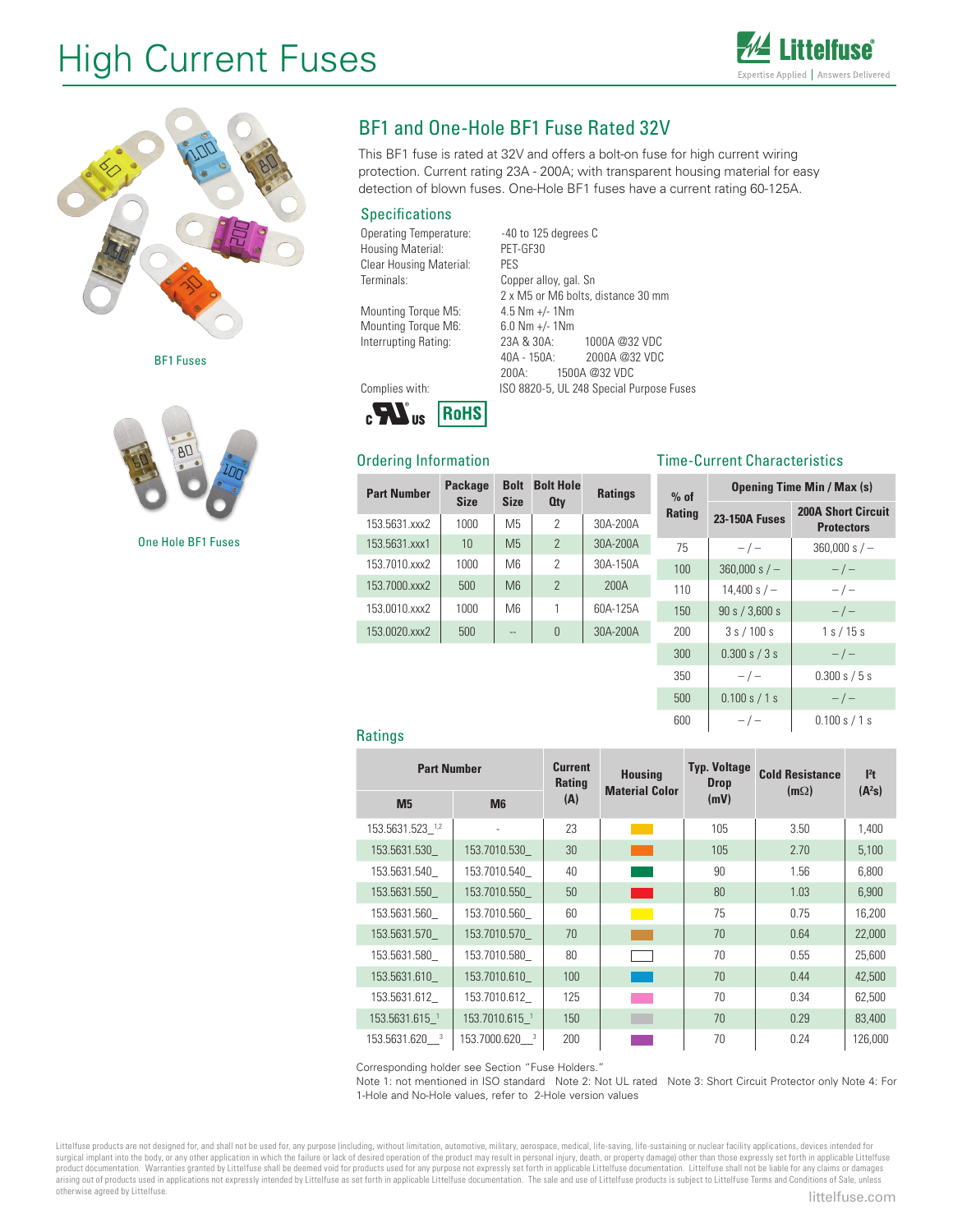# High Current Fuses

BF1 Fuses

One Hole BF1 Fuses

## BF1 and One-Hole BF1 Fuse Rated 32V

This BF1 fuse is rated at 32V and offers a bolt-on fuse for high current wiring protection. Current rating 23A - 200A; with transparent housing material for easy detection of blown fuses. One-Hole BF1 fuses have a current rating 60-125A.

### Specifications

| | |
|---|---|
| Operating Temperature: | -40 to 125 degrees C |
| Housing Material: | PET-GF30 |
| Clear Housing Material: | PES |
| Terminals: | Copper alloy, gal. Sn<br>2 x M5 or M6 bolts, distance 30 mm |
| Mounting Torque M5: | 4.5 Nm +/- 1Nm |
| Mounting Torque M6: | 6.0 Nm +/- 1Nm |
| Interrupting Rating: | 23A & 30A: 1000A @32 VDC<br>40A - 150A: 2000A @32 VDC<br>200A: 1500A @32 VDC |
| Complies with: | ISO 8820-5, UL 248 Special Purpose Fuses |

### Ordering Information

| Part Number | Package Size | Bolt Size | Bolt Hole Qty | Ratings |
|---|---|---|---|---|
| 153.5631.xxx2 | 1000 | M5 | 2 | 30A-200A |
| 153.5631.xxx1 | 10 | M5 | 2 | 30A-200A |
| 153.7010.xxx2 | 1000 | M6 | 2 | 30A-150A |
| 153.7000.xxx2 | 500 | M6 | 2 | 200A |
| 153.0010.xxx2 | 1000 | M6 | 1 | 60A-125A |
| 153.0020.xxx2 | 500 | -- | 0 | 30A-200A |

### Time-Current Characteristics

| % of Rating | Opening Time Min / Max (s) | |
|---|---|---|
| | 23-150A Fuses | 200A Short Circuit Protectors |
| 75 | – / – | 360,000 s / – |
| 100 | 360,000 s / – | – / – |
| 110 | 14,400 s / – | – / – |
| 150 | 90 s / 3,600 s | – / – |
| 200 | 3 s / 100 s | 1 s / 15 s |
| 300 | 0.300 s / 3 s | – / – |
| 350 | – / – | 0.300 s / 5 s |
| 500 | 0.100 s / 1 s | – / – |
| 600 | – / – | 0.100 s / 1 s |

### Ratings

| Part Number | | Current Rating (A) | Housing Material Color | Typ. Voltage Drop (mV) | Cold Resistance (mΩ) | $I^2t$ ($A^2s$) |
|---|---|---|---|---|---|---|
| M5 | M6 | | | | | |
| 153.5631.523_[1,2] | - | 23 | | 105 | 3.50 | 1,400 |
| 153.5631.530_ | 153.7010.530_ | 30 | | 105 | 2.70 | 5,100 |
| 153.5631.540_ | 153.7010.540_ | 40 | | 90 | 1.56 | 6,800 |
| 153.5631.550_ | 153.7010.550_ | 50 | | 80 | 1.03 | 6,900 |
| 153.5631.560_ | 153.7010.560_ | 60 | | 75 | 0.75 | 16,200 |
| 153.5631.570_ | 153.7010.570_ | 70 | | 70 | 0.64 | 22,000 |
| 153.5631.580_ | 153.7010.580_ | 80 | | 70 | 0.55 | 25,600 |
| 153.5631.610_ | 153.7010.610_ | 100 | | 70 | 0.44 | 42,500 |
| 153.5631.612_ | 153.7010.612_ | 125 | | 70 | 0.34 | 62,500 |
| 153.5631.615_[1] | 153.7010.615_[1] | 150 | | 70 | 0.29 | 83,400 |
| 153.5631.620__[3] | 153.7000.620__[3] | 200 | | 70 | 0.24 | 126,000 |

Corresponding holder see Section "Fuse Holders."

Note 1: not mentioned in ISO standard Note 2: Not UL rated Note 3: Short Circuit Protector only Note 4: For 1-Hole and No-Hole values, refer to 2-Hole version values

Littelfuse products are not designed for, and shall not be used for, any purpose (including, without limitation, automotive, military, aerospace, medical, life-saving, life-sustaining or nuclear facility applications, devices intended for surgical implant into the body, or any other application in which the failure or lack of desired operation of the product may result in personal injury, death, or property damage) other than those expressly set forth in applicable Littelfuse product documentation. Warranties granted by Littelfuse shall be deemed void for products used for any purpose not expressly set forth in applicable Littelfuse documentation. Littelfuse shall not be liable for any claims or damages arising out of products used in applications not expressly intended by Littelfuse as set forth in applicable Littelfuse documentation. The sale and use of Littelfuse products is subject to Littelfuse Terms and Conditions of Sale, unless otherwise agreed by Littelfuse.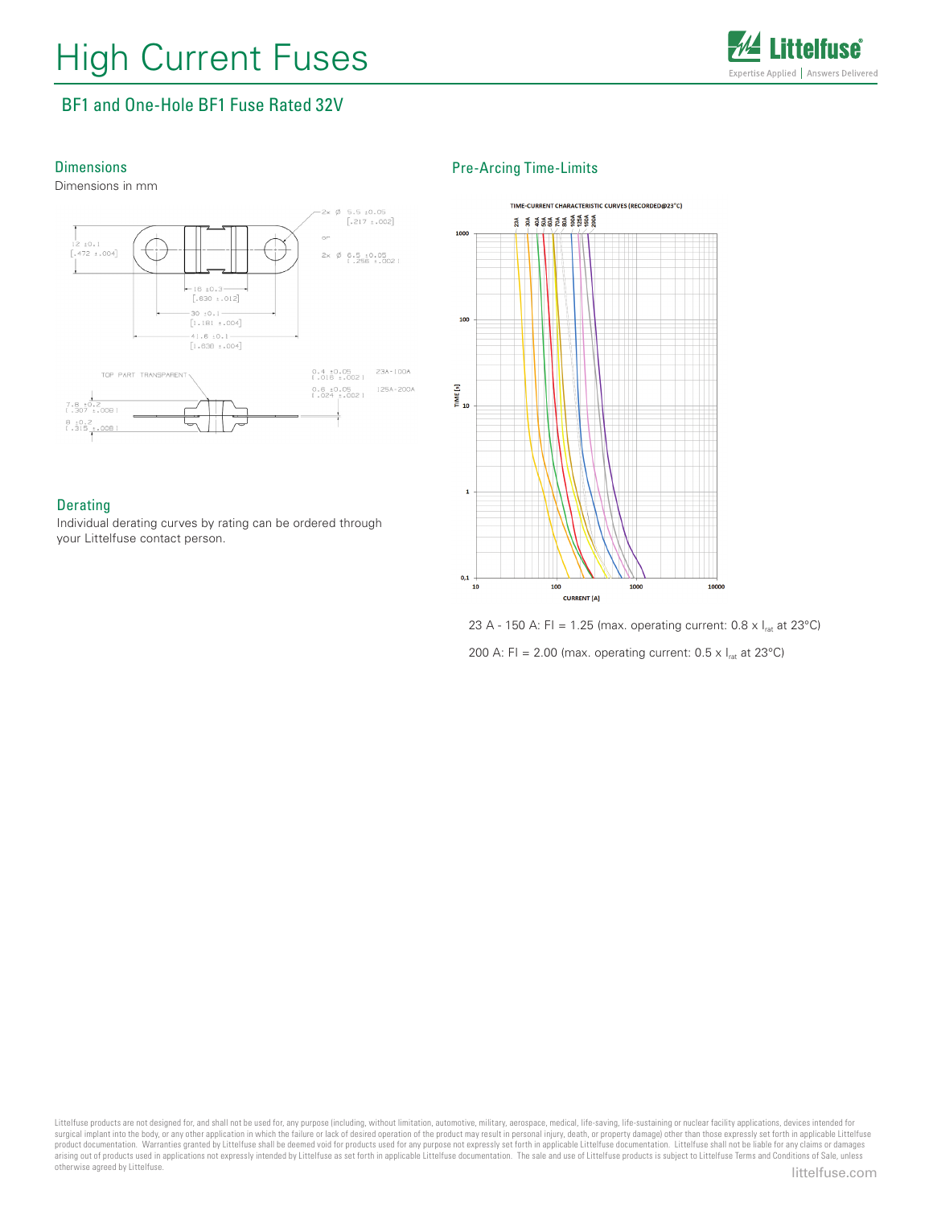# High Current Fuses

## BF1 and One-Hole BF1 Fuse Rated 32V

### Dimensions

Dimensions in mm

2x Ø 5.5 ±0.05
[.217 ±.002]

or

2x Ø 6.5 ±0.05
[.256 ±.002]

12 ±0.1
[.472 ±.004]

16 ±0.3
[.630 ±.012]

30 ±0.1
[1.181 ±.004]

41.6 ±0.1
[1.638 ±.004]

TOP PART TRANSPARENT

0.4 ±0.05
[.016 ±.002] 23A-100A

0.6 ±0.05
[.024 ±.002] 125A-200A

7.8 ±0.2
[.307 ±.008]

8 ±0.2
[.315 ±.008]

### Pre-Arcing Time-Limits

TIME-CURRENT CHARACTERISTIC CURVES (RECORDED@23°C)

23A 30A 40A 50A 60A 70A 80A 100A 125A 150A 200A

TIME [s]

1000

100

10

1

0,1

10 100 1000 10000

CURRENT [A]

23 A - 150 A: FI = 1.25 (max. operating current: 0.8 x $I_{rat}$ at 23°C)

200 A: FI = 2.00 (max. operating current: 0.5 x $I_{rat}$ at 23°C)

### Derating

Individual derating curves by rating can be ordered through your Littelfuse contact person.

Littelfuse products are not designed for, and shall not be used for, any purpose (including, without limitation, automotive, military, aerospace, medical, life-saving, life-sustaining or nuclear facility applications, devices intended for surgical implant into the body, or any other application in which the failure or lack of desired operation of the product may result in personal injury, death, or property damage) other than those expressly set forth in applicable Littelfuse product documentation. Warranties granted by Littelfuse shall be deemed void for products used for any purpose not expressly set forth in applicable Littelfuse documentation. Littelfuse shall not be liable for any claims or damages arising out of products used in applications not expressly intended by Littelfuse as set forth in applicable Littelfuse documentation. The sale and use of Littelfuse products is subject to Littelfuse Terms and Conditions of Sale, unless otherwise agreed by Littelfuse.